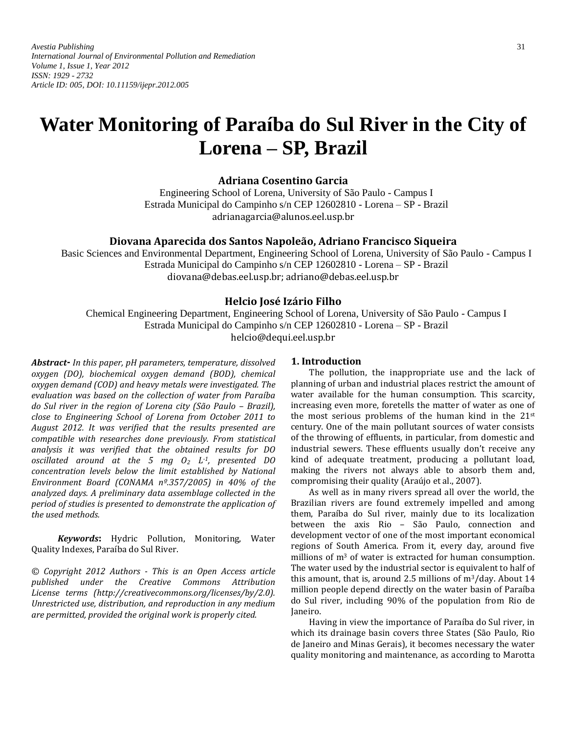# Water Monitoring of Paraíba do Sul River in the City of Lorena – SP, Brazil

**Adriana Cosentino Garcia**
Engineering School of Lorena, University of São Paulo - Campus I
Estrada Municipal do Campinho s/n CEP 12602810 - Lorena – SP - Brazil
adrianagarcia@alunos.eel.usp.br

**Diovana Aparecida dos Santos Napoleão, Adriano Francisco Siqueira**
Basic Sciences and Environmental Department, Engineering School of Lorena, University of São Paulo - Campus I
Estrada Municipal do Campinho s/n CEP 12602810 - Lorena – SP - Brazil
diovana@debas.eel.usp.br; adriano@debas.eel.usp.br

**Helcio José Izário Filho**
Chemical Engineering Department, Engineering School of Lorena, University of São Paulo - Campus I
Estrada Municipal do Campinho s/n CEP 12602810 - Lorena – SP - Brazil
helcio@dequi.eel.usp.br

***Abstract-*** *In this paper, pH parameters, temperature, dissolved oxygen (DO), biochemical oxygen demand (BOD), chemical oxygen demand (COD) and heavy metals were investigated. The evaluation was based on the collection of water from Paraíba do Sul river in the region of Lorena city (São Paulo – Brazil), close to Engineering School of Lorena from October 2011 to August 2012. It was verified that the results presented are compatible with researches done previously. From statistical analysis it was verified that the obtained results for DO oscillated around at the 5 mg $O_2$ $L^{-1}$, presented DO concentration levels below the limit established by National Environment Board (CONAMA nº.357/2005) in 40% of the analyzed days. A preliminary data assemblage collected in the period of studies is presented to demonstrate the application of the used methods.*

***Keywords*:** Hydric Pollution, Monitoring, Water Quality Indexes, Paraíba do Sul River.

*© Copyright 2012 Authors - This is an Open Access article published under the Creative Commons Attribution License terms (http://creativecommons.org/licenses/by/2.0). Unrestricted use, distribution, and reproduction in any medium are permitted, provided the original work is properly cited.*

## 1. Introduction

The pollution, the inappropriate use and the lack of planning of urban and industrial places restrict the amount of water available for the human consumption. This scarcity, increasing even more, foretells the matter of water as one of the most serious problems of the human kind in the 21st century. One of the main pollutant sources of water consists of the throwing of effluents, in particular, from domestic and industrial sewers. These effluents usually don't receive any kind of adequate treatment, producing a pollutant load, making the rivers not always able to absorb them and, compromising their quality (Araújo et al., 2007).

As well as in many rivers spread all over the world, the Brazilian rivers are found extremely impelled and among them, Paraíba do Sul river, mainly due to its localization between the axis Rio – São Paulo, connection and development vector of one of the most important economical regions of South America. From it, every day, around five millions of $m^3$ of water is extracted for human consumption. The water used by the industrial sector is equivalent to half of this amount, that is, around 2.5 millions of $m^3$/day. About 14 million people depend directly on the water basin of Paraíba do Sul river, including 90% of the population from Rio de Janeiro.

Having in view the importance of Paraíba do Sul river, in which its drainage basin covers three States (São Paulo, Rio de Janeiro and Minas Gerais), it becomes necessary the water quality monitoring and maintenance, as according to Marotta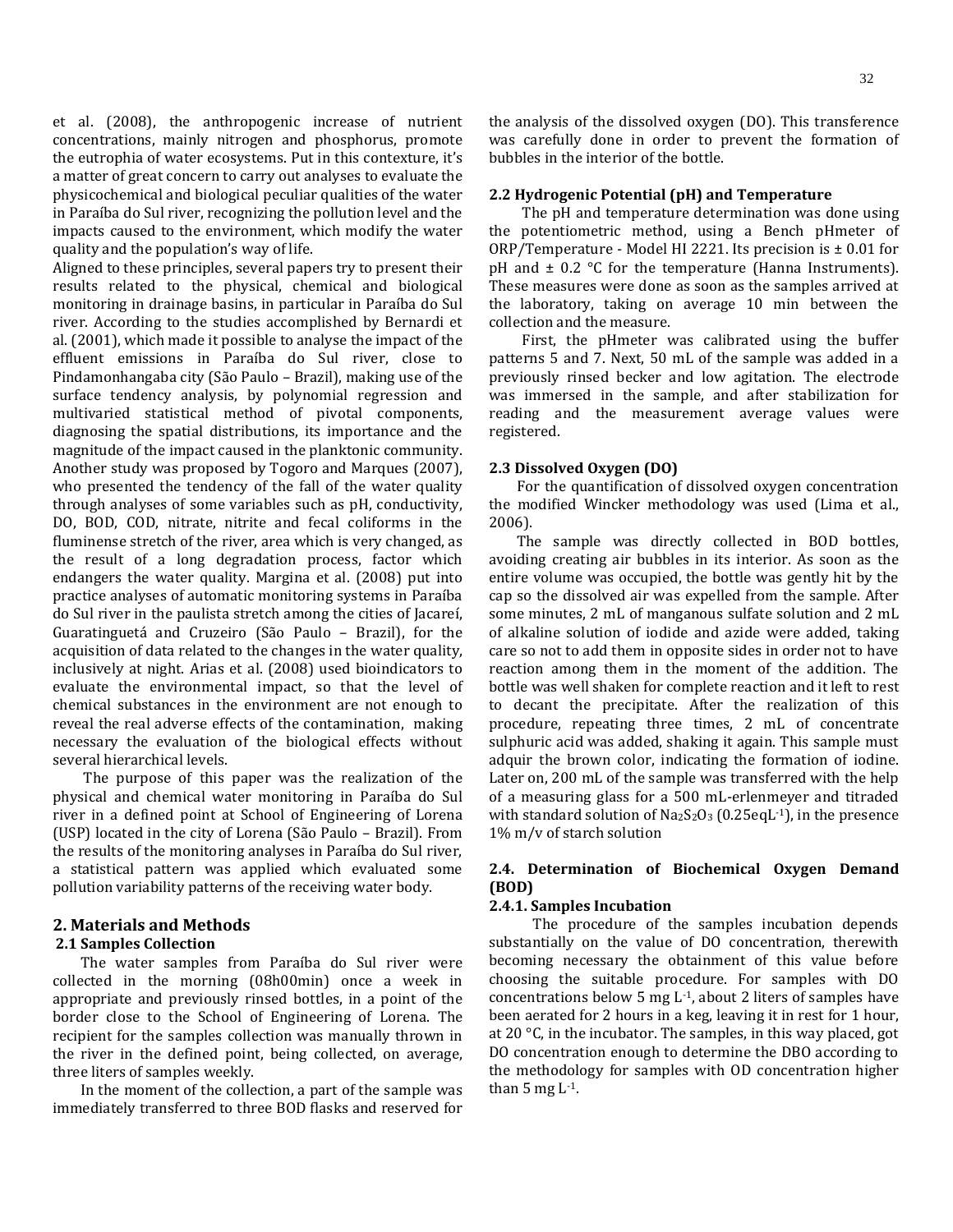et al. (2008), the anthropogenic increase of nutrient concentrations, mainly nitrogen and phosphorus, promote the eutrophia of water ecosystems. Put in this contexture, it's a matter of great concern to carry out analyses to evaluate the physicochemical and biological peculiar qualities of the water in Paraíba do Sul river, recognizing the pollution level and the impacts caused to the environment, which modify the water quality and the population's way of life.

Aligned to these principles, several papers try to present their results related to the physical, chemical and biological monitoring in drainage basins, in particular in Paraíba do Sul river. According to the studies accomplished by Bernardi et al. (2001), which made it possible to analyse the impact of the effluent emissions in Paraíba do Sul river, close to Pindamonhangaba city (São Paulo – Brazil), making use of the surface tendency analysis, by polynomial regression and multivaried statistical method of pivotal components, diagnosing the spatial distributions, its importance and the magnitude of the impact caused in the planktonic community. Another study was proposed by Togoro and Marques (2007), who presented the tendency of the fall of the water quality through analyses of some variables such as pH, conductivity, DO, BOD, COD, nitrate, nitrite and fecal coliforms in the fluminense stretch of the river, area which is very changed, as the result of a long degradation process, factor which endangers the water quality. Margina et al. (2008) put into practice analyses of automatic monitoring systems in Paraíba do Sul river in the paulista stretch among the cities of Jacareí, Guaratinguetá and Cruzeiro (São Paulo – Brazil), for the acquisition of data related to the changes in the water quality, inclusively at night. Arias et al. (2008) used bioindicators to evaluate the environmental impact, so that the level of chemical substances in the environment are not enough to reveal the real adverse effects of the contamination, making necessary the evaluation of the biological effects without several hierarchical levels.

The purpose of this paper was the realization of the physical and chemical water monitoring in Paraíba do Sul river in a defined point at School of Engineering of Lorena (USP) located in the city of Lorena (São Paulo – Brazil). From the results of the monitoring analyses in Paraíba do Sul river, a statistical pattern was applied which evaluated some pollution variability patterns of the receiving water body.

## 2. Materials and Methods

### 2.1 Samples Collection

The water samples from Paraíba do Sul river were collected in the morning (08h00min) once a week in appropriate and previously rinsed bottles, in a point of the border close to the School of Engineering of Lorena. The recipient for the samples collection was manually thrown in the river in the defined point, being collected, on average, three liters of samples weekly.

In the moment of the collection, a part of the sample was immediately transferred to three BOD flasks and reserved for the analysis of the dissolved oxygen (DO). This transference was carefully done in order to prevent the formation of bubbles in the interior of the bottle.

### 2.2 Hydrogenic Potential (pH) and Temperature

The pH and temperature determination was done using the potentiometric method, using a Bench pHmeter of ORP/Temperature - Model HI 2221. Its precision is ± 0.01 for pH and ± 0.2 °C for the temperature (Hanna Instruments). These measures were done as soon as the samples arrived at the laboratory, taking on average 10 min between the collection and the measure.

First, the pHmeter was calibrated using the buffer patterns 5 and 7. Next, 50 mL of the sample was added in a previously rinsed becker and low agitation. The electrode was immersed in the sample, and after stabilization for reading and the measurement average values were registered.

### 2.3 Dissolved Oxygen (DO)

For the quantification of dissolved oxygen concentration the modified Wincker methodology was used (Lima et al., 2006).

The sample was directly collected in BOD bottles, avoiding creating air bubbles in its interior. As soon as the entire volume was occupied, the bottle was gently hit by the cap so the dissolved air was expelled from the sample. After some minutes, 2 mL of manganous sulfate solution and 2 mL of alkaline solution of iodide and azide were added, taking care so not to add them in opposite sides in order not to have reaction among them in the moment of the addition. The bottle was well shaken for complete reaction and it left to rest to decant the precipitate. After the realization of this procedure, repeating three times, 2 mL of concentrate sulphuric acid was added, shaking it again. This sample must adquir the brown color, indicating the formation of iodine. Later on, 200 mL of the sample was transferred with the help of a measuring glass for a 500 mL-erlenmeyer and titraded with standard solution of $Na_2S_2O_3$ (0.25eq$L^{-1}$), in the presence 1% m/v of starch solution

### 2.4. Determination of Biochemical Oxygen Demand (BOD)

#### 2.4.1. Samples Incubation

The procedure of the samples incubation depends substantially on the value of DO concentration, therewith becoming necessary the obtainment of this value before choosing the suitable procedure. For samples with DO concentrations below 5 mg $L^{-1}$, about 2 liters of samples have been aerated for 2 hours in a keg, leaving it in rest for 1 hour, at 20 °C, in the incubator. The samples, in this way placed, got DO concentration enough to determine the DBO according to the methodology for samples with OD concentration higher than 5 mg $L^{-1}$.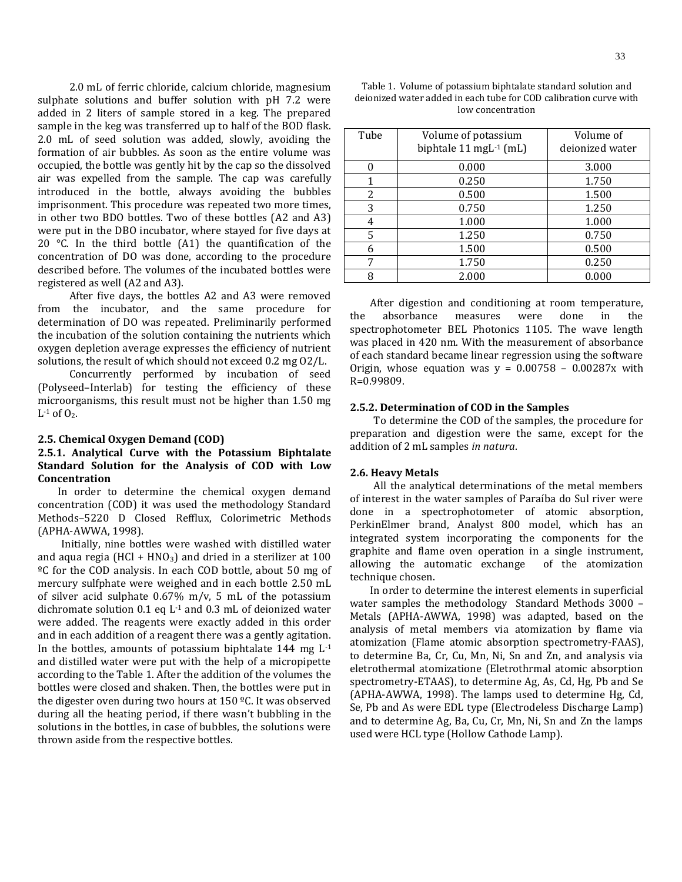2.0 mL of ferric chloride, calcium chloride, magnesium sulphate solutions and buffer solution with pH 7.2 were added in 2 liters of sample stored in a keg. The prepared sample in the keg was transferred up to half of the BOD flask. 2.0 mL of seed solution was added, slowly, avoiding the formation of air bubbles. As soon as the entire volume was occupied, the bottle was gently hit by the cap so the dissolved air was expelled from the sample. The cap was carefully introduced in the bottle, always avoiding the bubbles imprisonment. This procedure was repeated two more times, in other two BDO bottles. Two of these bottles (A2 and A3) were put in the DBO incubator, where stayed for five days at 20 °C. In the third bottle (A1) the quantification of the concentration of DO was done, according to the procedure described before. The volumes of the incubated bottles were registered as well (A2 and A3).

After five days, the bottles A2 and A3 were removed from the incubator, and the same procedure for determination of DO was repeated. Preliminarily performed the incubation of the solution containing the nutrients which oxygen depletion average expresses the efficiency of nutrient solutions, the result of which should not exceed 0.2 mg O2/L.

Concurrently performed by incubation of seed (Polyseed–Interlab) for testing the efficiency of these microorganisms, this result must not be higher than 1.50 mg $L^{-1}$ of $O_2$.

### 2.5. Chemical Oxygen Demand (COD)

#### 2.5.1. Analytical Curve with the Potassium Biphtalate Standard Solution for the Analysis of COD with Low Concentration

In order to determine the chemical oxygen demand concentration (COD) it was used the methodology Standard Methods–5220 D Closed Refflux, Colorimetric Methods (APHA-AWWA, 1998).

Initially, nine bottles were washed with distilled water and aqua regia ($HCl + HNO_3$) and dried in a sterilizer at 100 ºC for the COD analysis. In each COD bottle, about 50 mg of mercury sulfphate were weighed and in each bottle 2.50 mL of silver acid sulphate 0.67% m/v, 5 mL of the potassium dichromate solution 0.1 eq $L^{-1}$ and 0.3 mL of deionized water were added. The reagents were exactly added in this order and in each addition of a reagent there was a gently agitation. In the bottles, amounts of potassium biphtalate 144 mg $L^{-1}$ and distilled water were put with the help of a micropipette according to the Table 1. After the addition of the volumes the bottles were closed and shaken. Then, the bottles were put in the digester oven during two hours at 150 ºC. It was observed during all the heating period, if there wasn't bubbling in the solutions in the bottles, in case of bubbles, the solutions were thrown aside from the respective bottles.

Table 1. Volume of potassium biphtalate standard solution and deionized water added in each tube for COD calibration curve with low concentration

| Tube | Volume of potassium biphtale 11 mg$L^{-1}$ (mL) | Volume of deionized water |
|---|---|---|
| 0 | 0.000 | 3.000 |
| 1 | 0.250 | 1.750 |
| 2 | 0.500 | 1.500 |
| 3 | 0.750 | 1.250 |
| 4 | 1.000 | 1.000 |
| 5 | 1.250 | 0.750 |
| 6 | 1.500 | 0.500 |
| 7 | 1.750 | 0.250 |
| 8 | 2.000 | 0.000 |

After digestion and conditioning at room temperature, the absorbance measures were done in the spectrophotometer BEL Photonics 1105. The wave length was placed in 420 nm. With the measurement of absorbance of each standard became linear regression using the software Origin, whose equation was $y = 0.00758 - 0.00287x$ with R=0.99809.

#### 2.5.2. Determination of COD in the Samples

To determine the COD of the samples, the procedure for preparation and digestion were the same, except for the addition of 2 mL samples *in natura*.

### 2.6. Heavy Metals

All the analytical determinations of the metal members of interest in the water samples of Paraíba do Sul river were done in a spectrophotometer of atomic absorption, PerkinElmer brand, Analyst 800 model, which has an integrated system incorporating the components for the graphite and flame oven operation in a single instrument, allowing the automatic exchange of the atomization technique chosen.

In order to determine the interest elements in superficial water samples the methodology Standard Methods 3000 – Metals (APHA-AWWA, 1998) was adapted, based on the analysis of metal members via atomization by flame via atomization (Flame atomic absorption spectrometry-FAAS), to determine Ba, Cr, Cu, Mn, Ni, Sn and Zn, and analysis via eletrothermal atomizatione (Eletrothrmal atomic absorption spectrometry-ETAAS), to determine Ag, As, Cd, Hg, Pb and Se (APHA-AWWA, 1998). The lamps used to determine Hg, Cd, Se, Pb and As were EDL type (Electrodeless Discharge Lamp) and to determine Ag, Ba, Cu, Cr, Mn, Ni, Sn and Zn the lamps used were HCL type (Hollow Cathode Lamp).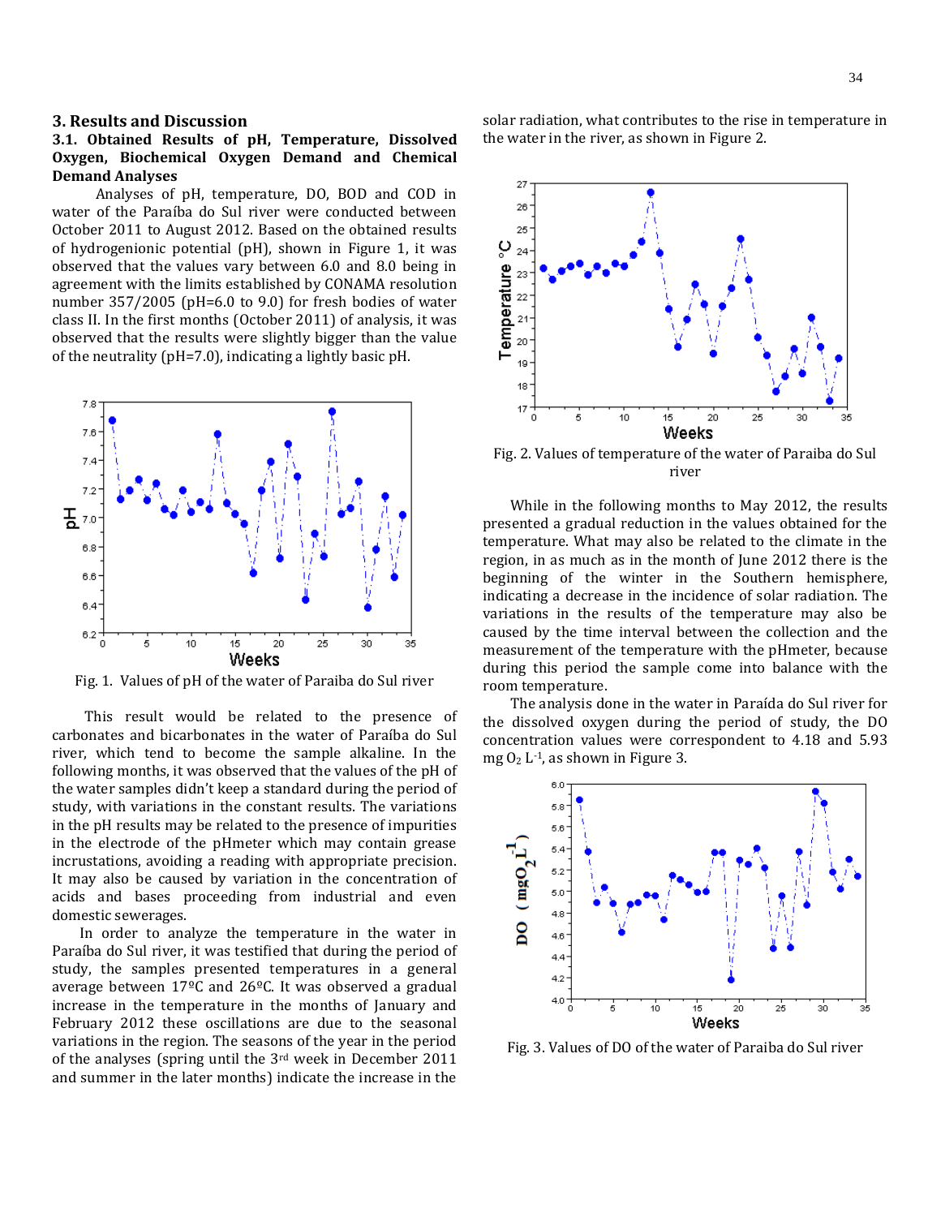## 3. Results and Discussion

### 3.1. Obtained Results of pH, Temperature, Dissolved Oxygen, Biochemical Oxygen Demand and Chemical Demand Analyses

Analyses of pH, temperature, DO, BOD and COD in water of the Paraíba do Sul river were conducted between October 2011 to August 2012. Based on the obtained results of hydrogenionic potential (pH), shown in Figure 1, it was observed that the values vary between 6.0 and 8.0 being in agreement with the limits established by CONAMA resolution number 357/2005 (pH=6.0 to 9.0) for fresh bodies of water class II. In the first months (October 2011) of analysis, it was observed that the results were slightly bigger than the value of the neutrality (pH=7.0), indicating a lightly basic pH.

Fig. 1. Values of pH of the water of Paraiba do Sul river

This result would be related to the presence of carbonates and bicarbonates in the water of Paraíba do Sul river, which tend to become the sample alkaline. In the following months, it was observed that the values of the pH of the water samples didn't keep a standard during the period of study, with variations in the constant results. The variations in the pH results may be related to the presence of impurities in the electrode of the pHmeter which may contain grease incrustations, avoiding a reading with appropriate precision. It may also be caused by variation in the concentration of acids and bases proceeding from industrial and even domestic sewerages.

In order to analyze the temperature in the water in Paraíba do Sul river, it was testified that during the period of study, the samples presented temperatures in a general average between 17ºC and 26ºC. It was observed a gradual increase in the temperature in the months of January and February 2012 these oscillations are due to the seasonal variations in the region. The seasons of the year in the period of the analyses (spring until the 3rd week in December 2011 and summer in the later months) indicate the increase in the solar radiation, what contributes to the rise in temperature in the water in the river, as shown in Figure 2.

Fig. 2. Values of temperature of the water of Paraiba do Sul river

While in the following months to May 2012, the results presented a gradual reduction in the values obtained for the temperature. What may also be related to the climate in the region, in as much as in the month of June 2012 there is the beginning of the winter in the Southern hemisphere, indicating a decrease in the incidence of solar radiation. The variations in the results of the temperature may also be caused by the time interval between the collection and the measurement of the temperature with the pHmeter, because during this period the sample come into balance with the room temperature.

The analysis done in the water in Paraída do Sul river for the dissolved oxygen during the period of study, the DO concentration values were correspondent to 4.18 and 5.93 mg $O_2$ $L^{-1}$, as shown in Figure 3.

Fig. 3. Values of DO of the water of Paraiba do Sul river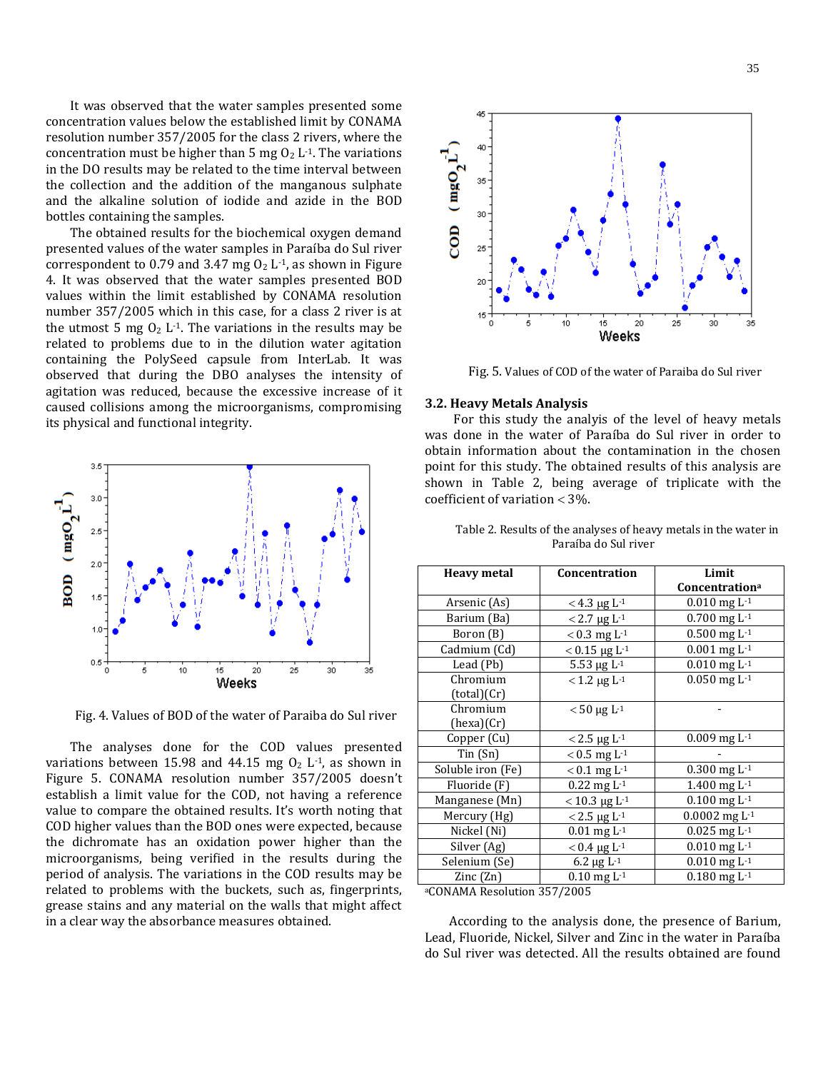It was observed that the water samples presented some concentration values below the established limit by CONAMA resolution number 357/2005 for the class 2 rivers, where the concentration must be higher than 5 mg $O_2$ $L^{-1}$. The variations in the DO results may be related to the time interval between the collection and the addition of the manganous sulphate and the alkaline solution of iodide and azide in the BOD bottles containing the samples.

The obtained results for the biochemical oxygen demand presented values of the water samples in Paraíba do Sul river correspondent to 0.79 and 3.47 mg $O_2$ $L^{-1}$, as shown in Figure 4. It was observed that the water samples presented BOD values within the limit established by CONAMA resolution number 357/2005 which in this case, for a class 2 river is at the utmost 5 mg $O_2$ $L^{-1}$. The variations in the results may be related to problems due to in the dilution water agitation containing the PolySeed capsule from InterLab. It was observed that during the DBO analyses the intensity of agitation was reduced, because the excessive increase of it caused collisions among the microorganisms, compromising its physical and functional integrity.

Fig. 4. Values of BOD of the water of Paraiba do Sul river

The analyses done for the COD values presented variations between 15.98 and 44.15 mg $O_2$ $L^{-1}$, as shown in Figure 5. CONAMA resolution number 357/2005 doesn't establish a limit value for the COD, not having a reference value to compare the obtained results. It's worth noting that COD higher values than the BOD ones were expected, because the dichromate has an oxidation power higher than the microorganisms, being verified in the results during the period of analysis. The variations in the COD results may be related to problems with the buckets, such as, fingerprints, grease stains and any material on the walls that might affect in a clear way the absorbance measures obtained.

Fig. 5. Values of COD of the water of Paraiba do Sul river

### 3.2. Heavy Metals Analysis

For this study the analyis of the level of heavy metals was done in the water of Paraíba do Sul river in order to obtain information about the contamination in the chosen point for this study. The obtained results of this analysis are shown in Table 2, being average of triplicate with the coefficient of variation < 3%.

Table 2. Results of the analyses of heavy metals in the water in Paraíba do Sul river

| Heavy metal | Concentration | Limit Concentration[a] |
|---|---|---|
| Arsenic (As) | < 4.3 μg $L^{-1}$ | 0.010 mg $L^{-1}$ |
| Barium (Ba) | < 2.7 μg $L^{-1}$ | 0.700 mg $L^{-1}$ |
| Boron (B) | < 0.3 mg $L^{-1}$ | 0.500 mg $L^{-1}$ |
| Cadmium (Cd) | < 0.15 μg $L^{-1}$ | 0.001 mg $L^{-1}$ |
| Lead (Pb) | 5.53 μg $L^{-1}$ | 0.010 mg $L^{-1}$ |
| Chromium (total)(Cr) | < 1.2 μg $L^{-1}$ | 0.050 mg $L^{-1}$ |
| Chromium (hexa)(Cr) | < 50 μg $L^{-1}$ | - |
| Copper (Cu) | < 2.5 μg $L^{-1}$ | 0.009 mg $L^{-1}$ |
| Tin (Sn) | < 0.5 mg $L^{-1}$ | - |
| Soluble iron (Fe) | < 0.1 mg $L^{-1}$ | 0.300 mg $L^{-1}$ |
| Fluoride (F) | 0.22 mg $L^{-1}$ | 1.400 mg $L^{-1}$ |
| Manganese (Mn) | < 10.3 μg $L^{-1}$ | 0.100 mg $L^{-1}$ |
| Mercury (Hg) | < 2.5 μg $L^{-1}$ | 0.0002 mg $L^{-1}$ |
| Nickel (Ni) | 0.01 mg $L^{-1}$ | 0.025 mg $L^{-1}$ |
| Silver (Ag) | < 0.4 μg $L^{-1}$ | 0.010 mg $L^{-1}$ |
| Selenium (Se) | 6.2 μg $L^{-1}$ | 0.010 mg $L^{-1}$ |
| Zinc (Zn) | 0.10 mg $L^{-1}$ | 0.180 mg $L^{-1}$ |

[a]CONAMA Resolution 357/2005

According to the analysis done, the presence of Barium, Lead, Fluoride, Nickel, Silver and Zinc in the water in Paraíba do Sul river was detected. All the results obtained are found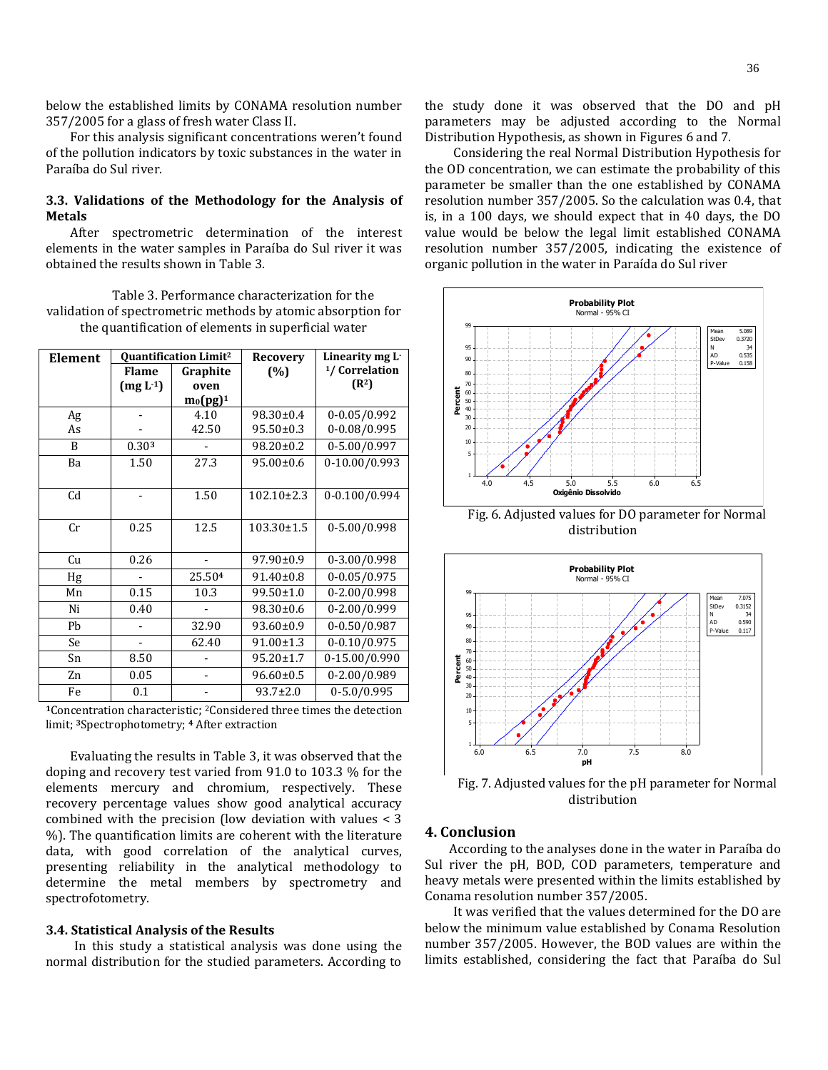below the established limits by CONAMA resolution number 357/2005 for a glass of fresh water Class II.

For this analysis significant concentrations weren't found of the pollution indicators by toxic substances in the water in Paraíba do Sul river.

### 3.3. Validations of the Methodology for the Analysis of Metals

After spectrometric determination of the interest elements in the water samples in Paraíba do Sul river it was obtained the results shown in Table 3.

Table 3. Performance characterization for the validation of spectrometric methods by atomic absorption for the quantification of elements in superficial water

| Element | Quantification Limit[2] | | Recovery (%) | Linearity mg L-[1]/ Correlation ($R^2$) |
|---|---|---|---|---|
| | Flame (mg $L^{-1}$) | Graphite oven $m_0$(pg)[1] | | |
| Ag | - | 4.10 | 98.30±0.4 | 0-0.05/0.992 |
| As | - | 42.50 | 95.50±0.3 | 0-0.08/0.995 |
| B | 0.30[3] | - | 98.20±0.2 | 0-5.00/0.997 |
| Ba | 1.50 | 27.3 | 95.00±0.6 | 0-10.00/0.993 |
| Cd | - | 1.50 | 102.10±2.3 | 0-0.100/0.994 |
| Cr | 0.25 | 12.5 | 103.30±1.5 | 0-5.00/0.998 |
| Cu | 0.26 | - | 97.90±0.9 | 0-3.00/0.998 |
| Hg | - | 25.50[4] | 91.40±0.8 | 0-0.05/0.975 |
| Mn | 0.15 | 10.3 | 99.50±1.0 | 0-2.00/0.998 |
| Ni | 0.40 | - | 98.30±0.6 | 0-2.00/0.999 |
| Pb | - | 32.90 | 93.60±0.9 | 0-0.50/0.987 |
| Se | - | 62.40 | 91.00±1.3 | 0-0.10/0.975 |
| Sn | 8.50 | - | 95.20±1.7 | 0-15.00/0.990 |
| Zn | 0.05 | - | 96.60±0.5 | 0-2.00/0.989 |
| Fe | 0.1 | - | 93.7±2.0 | 0-5.0/0.995 |

[1]Concentration characteristic; [2]Considered three times the detection limit; [3]Spectrophotometry; [4] After extraction

Evaluating the results in Table 3, it was observed that the doping and recovery test varied from 91.0 to 103.3 % for the elements mercury and chromium, respectively. These recovery percentage values show good analytical accuracy combined with the precision (low deviation with values < 3 %). The quantification limits are coherent with the literature data, with good correlation of the analytical curves, presenting reliability in the analytical methodology to determine the metal members by spectrometry and spectrofotometry.

### 3.4. Statistical Analysis of the Results

In this study a statistical analysis was done using the normal distribution for the studied parameters. According to the study done it was observed that the DO and pH parameters may be adjusted according to the Normal Distribution Hypothesis, as shown in Figures 6 and 7.

Considering the real Normal Distribution Hypothesis for the OD concentration, we can estimate the probability of this parameter be smaller than the one established by CONAMA resolution number 357/2005. So the calculation was 0.4, that is, in a 100 days, we should expect that in 40 days, the DO value would be below the legal limit established CONAMA resolution number 357/2005, indicating the existence of organic pollution in the water in Paraída do Sul river

Fig. 6. Adjusted values for DO parameter for Normal distribution

Fig. 7. Adjusted values for the pH parameter for Normal distribution

## 4. Conclusion

According to the analyses done in the water in Paraíba do Sul river the pH, BOD, COD parameters, temperature and heavy metals were presented within the limits established by Conama resolution number 357/2005.

It was verified that the values determined for the DO are below the minimum value established by Conama Resolution number 357/2005. However, the BOD values are within the limits established, considering the fact that Paraíba do Sul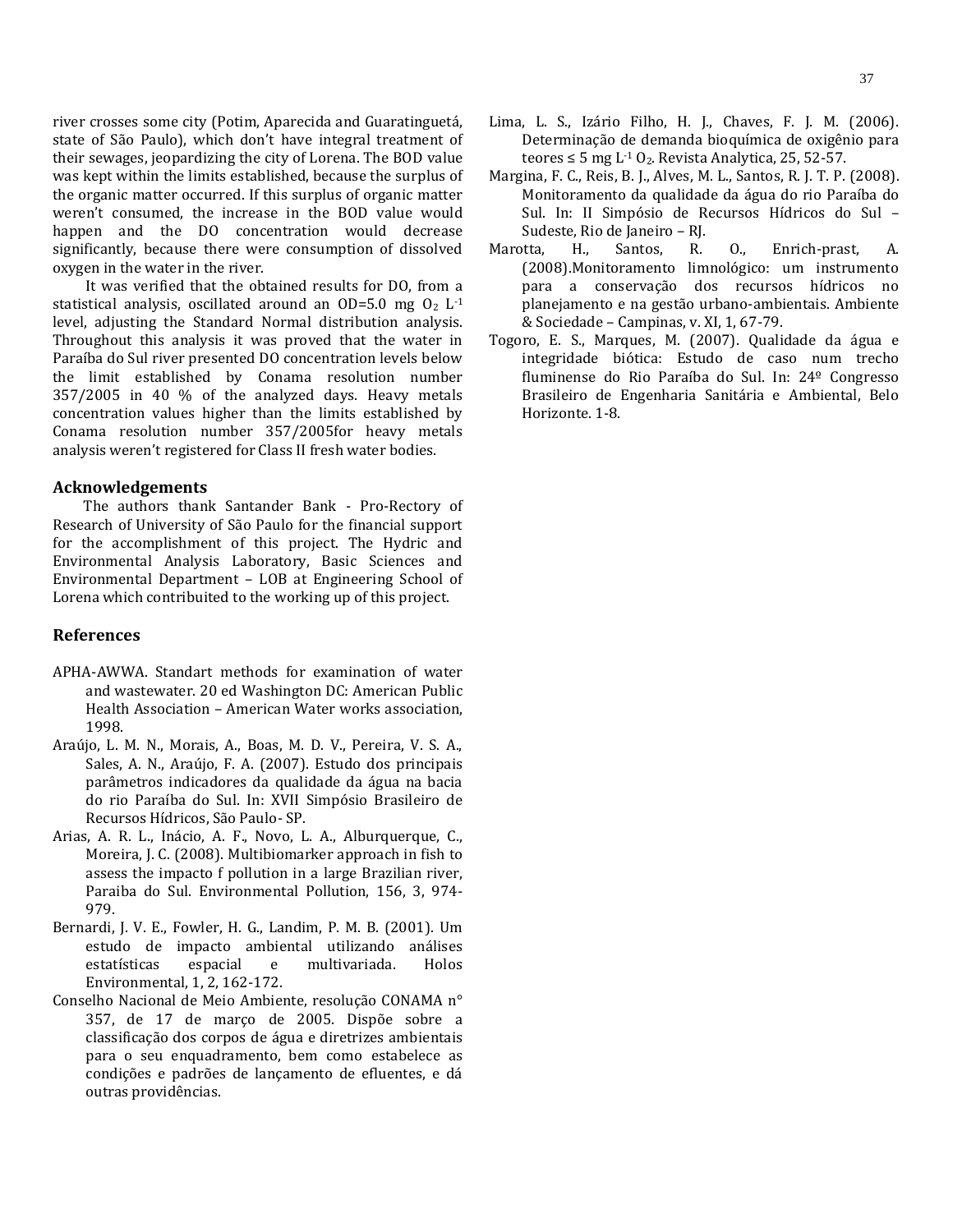river crosses some city (Potim, Aparecida and Guaratinguetá, state of São Paulo), which don't have integral treatment of their sewages, jeopardizing the city of Lorena. The BOD value was kept within the limits established, because the surplus of the organic matter occurred. If this surplus of organic matter weren't consumed, the increase in the BOD value would happen and the DO concentration would decrease significantly, because there were consumption of dissolved oxygen in the water in the river.

It was verified that the obtained results for DO, from a statistical analysis, oscillated around an OD=5.0 mg $O_2$ $L^{-1}$ level, adjusting the Standard Normal distribution analysis. Throughout this analysis it was proved that the water in Paraíba do Sul river presented DO concentration levels below the limit established by Conama resolution number 357/2005 in 40 % of the analyzed days. Heavy metals concentration values higher than the limits established by Conama resolution number 357/2005for heavy metals analysis weren't registered for Class II fresh water bodies.

## Acknowledgements

The authors thank Santander Bank - Pro-Rectory of Research of University of São Paulo for the financial support for the accomplishment of this project. The Hydric and Environmental Analysis Laboratory, Basic Sciences and Environmental Department – LOB at Engineering School of Lorena which contribuited to the working up of this project.

## References

APHA-AWWA. Standart methods for examination of water and wastewater. 20 ed Washington DC: American Public Health Association – American Water works association, 1998.

Araújo, L. M. N., Morais, A., Boas, M. D. V., Pereira, V. S. A., Sales, A. N., Araújo, F. A. (2007). Estudo dos principais parâmetros indicadores da qualidade da água na bacia do rio Paraíba do Sul. In: XVII Simpósio Brasileiro de Recursos Hídricos, São Paulo- SP.

Arias, A. R. L., Inácio, A. F., Novo, L. A., Alburquerque, C., Moreira, J. C. (2008). Multibiomarker approach in fish to assess the impacto f pollution in a large Brazilian river, Paraiba do Sul. Environmental Pollution, 156, 3, 974-979.

Bernardi, J. V. E., Fowler, H. G., Landim, P. M. B. (2001). Um estudo de impacto ambiental utilizando análises estatísticas espacial e multivariada. Holos Environmental, 1, 2, 162-172.

Conselho Nacional de Meio Ambiente, resolução CONAMA n° 357, de 17 de março de 2005. Dispõe sobre a classificação dos corpos de água e diretrizes ambientais para o seu enquadramento, bem como estabelece as condições e padrões de lançamento de efluentes, e dá outras providências.

Lima, L. S., Izário Filho, H. J., Chaves, F. J. M. (2006). Determinação de demanda bioquímica de oxigênio para teores ≤ 5 mg $L^{-1}$ $O_2$. Revista Analytica, 25, 52-57.

Margina, F. C., Reis, B. J., Alves, M. L., Santos, R. J. T. P. (2008). Monitoramento da qualidade da água do rio Paraíba do Sul. In: II Simpósio de Recursos Hídricos do Sul – Sudeste, Rio de Janeiro – RJ.

Marotta, H., Santos, R. O., Enrich-prast, A. (2008).Monitoramento limnológico: um instrumento para a conservação dos recursos hídricos no planejamento e na gestão urbano-ambientais. Ambiente & Sociedade – Campinas, v. XI, 1, 67-79.

Togoro, E. S., Marques, M. (2007). Qualidade da água e integridade biótica: Estudo de caso num trecho fluminense do Rio Paraíba do Sul. In: 24º Congresso Brasileiro de Engenharia Sanitária e Ambiental, Belo Horizonte. 1-8.